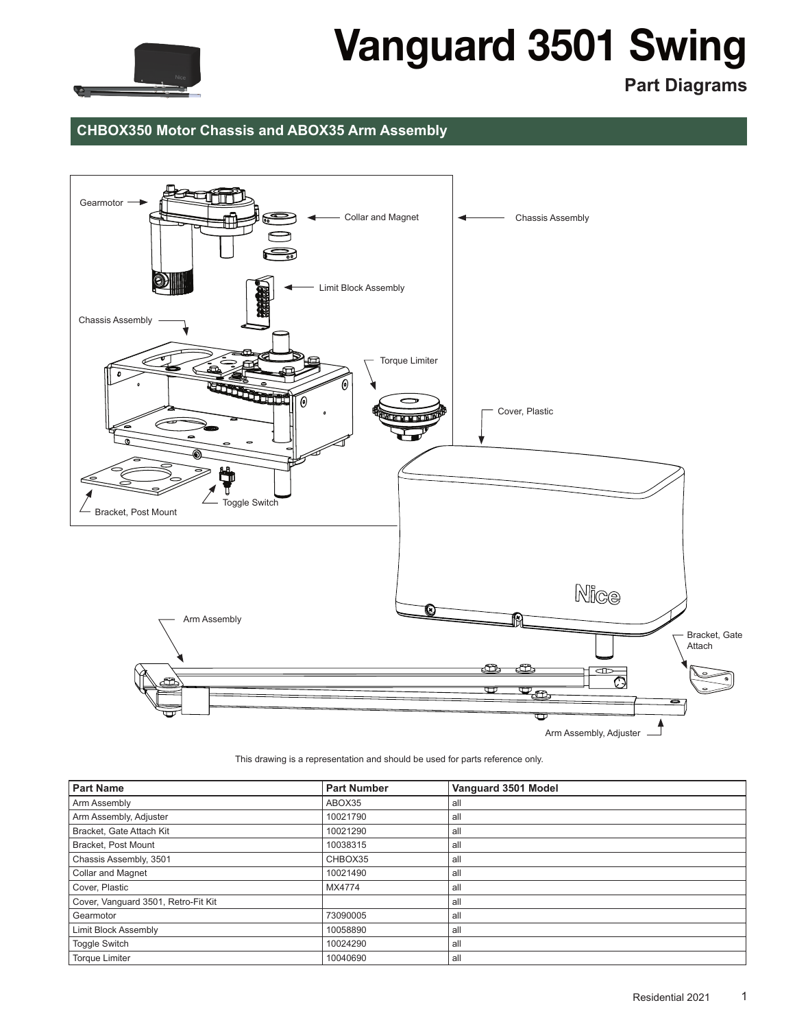# Vanguard 3501 Swing

## Part Diagrams

### CHBOX350 Motor Chassis and ABOX35 Arm Assembly

Gearmotor

Collar and Magnet

Chassis Assembly

Limit Block Assembly

Chassis Assembly

Torque Limiter

Cover, Plastic

Toggle Switch

Bracket, Post Mount

Arm Assembly

Bracket, Gate Attach

Arm Assembly, Adjuster

This drawing is a representation and should be used for parts reference only.

| Part Name | Part Number | Vanguard 3501 Model |
|---|---|---|
| Arm Assembly | ABOX35 | all |
| Arm Assembly, Adjuster | 10021790 | all |
| Bracket, Gate Attach Kit | 10021290 | all |
| Bracket, Post Mount | 10038315 | all |
| Chassis Assembly, 3501 | CHBOX35 | all |
| Collar and Magnet | 10021490 | all |
| Cover, Plastic | MX4774 | all |
| Cover, Vanguard 3501, Retro-Fit Kit | | all |
| Gearmotor | 73090005 | all |
| Limit Block Assembly | 10058890 | all |
| Toggle Switch | 10024290 | all |
| Torque Limiter | 10040690 | all |

Residential 2021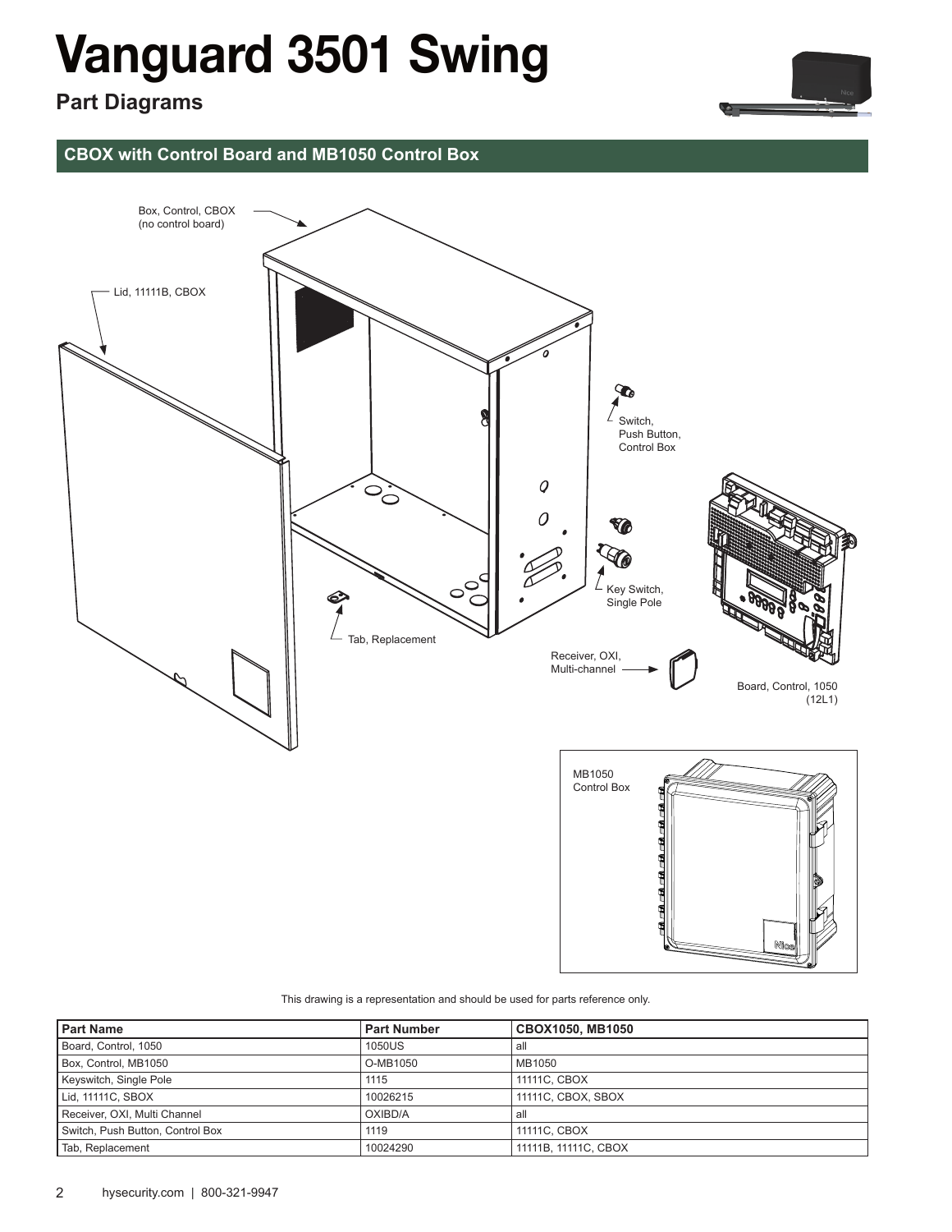# Vanguard 3501 Swing

## Part Diagrams

### CBOX with Control Board and MB1050 Control Box

Box, Control, CBOX
(no control board)

Lid, 11111B, CBOX

Switch,
Push Button,
Control Box

Key Switch,
Single Pole

Tab, Replacement

Receiver, OXI,
Multi-channel

Board, Control, 1050
(12L1)

MB1050
Control Box

This drawing is a representation and should be used for parts reference only.

| Part Name | Part Number | CBOX1050, MB1050 |
|---|---|---|
| Board, Control, 1050 | 1050US | all |
| Box, Control, MB1050 | O-MB1050 | MB1050 |
| Keyswitch, Single Pole | 1115 | 11111C, CBOX |
| Lid, 11111C, SBOX | 10026215 | 11111C, CBOX, SBOX |
| Receiver, OXI, Multi Channel | OXIBD/A | all |
| Switch, Push Button, Control Box | 1119 | 11111C, CBOX |
| Tab, Replacement | 10024290 | 11111B, 11111C, CBOX |

hysecurity.com | 800-321-9947